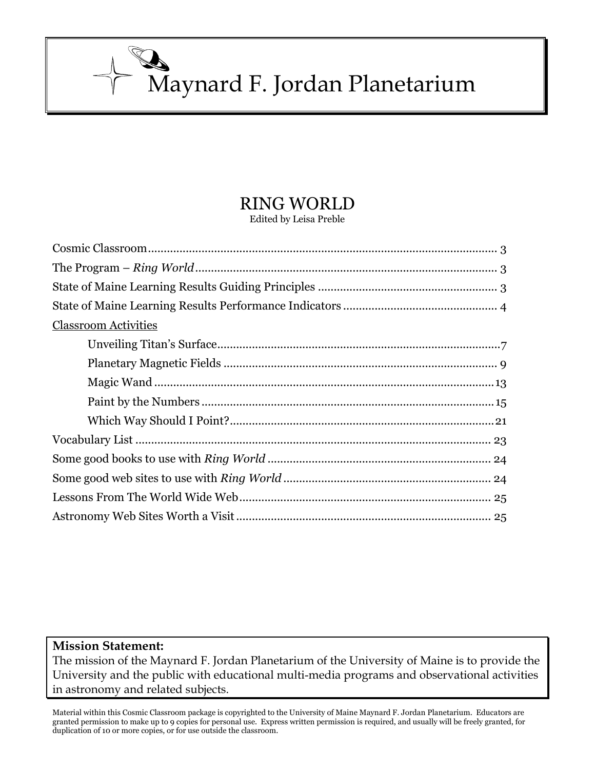# Maynard F. Jordan Planetarium

## RING WORLD

Edited by Leisa Preble

Cosmic Classroom............................................................................................................ 3
The Program – *Ring World*............................................................................................. 3
State of Maine Learning Results Guiding Principles ........................................................ 3
State of Maine Learning Results Performance Indicators ................................................ 4
Classroom Activities
- Unveiling Titan's Surface........................................................................................7
- Planetary Magnetic Fields ...................................................................................... 9
- Magic Wand ...........................................................................................................13
- Paint by the Numbers ............................................................................................15
- Which Way Should I Point?....................................................................................21

Vocabulary List ............................................................................................................... 23
Some good books to use with *Ring World* ..................................................................... 24
Some good web sites to use with *Ring World* ................................................................ 24
Lessons From The World Wide Web............................................................................... 25
Astronomy Web Sites Worth a Visit ................................................................................ 25

**Mission Statement:**
The mission of the Maynard F. Jordan Planetarium of the University of Maine is to provide the University and the public with educational multi-media programs and observational activities in astronomy and related subjects.

Material within this Cosmic Classroom package is copyrighted to the University of Maine Maynard F. Jordan Planetarium. Educators are granted permission to make up to 9 copies for personal use. Express written permission is required, and usually will be freely granted, for duplication of 10 or more copies, or for use outside the classroom.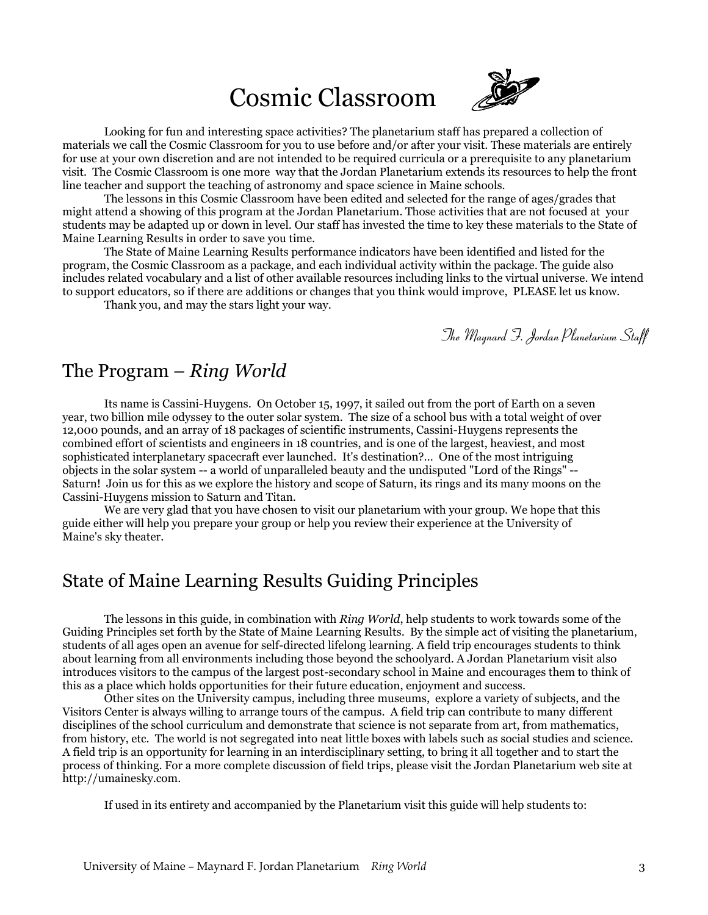# Cosmic Classroom

Looking for fun and interesting space activities? The planetarium staff has prepared a collection of materials we call the Cosmic Classroom for you to use before and/or after your visit. These materials are entirely for use at your own discretion and are not intended to be required curricula or a prerequisite to any planetarium visit. The Cosmic Classroom is one more way that the Jordan Planetarium extends its resources to help the front line teacher and support the teaching of astronomy and space science in Maine schools.

The lessons in this Cosmic Classroom have been edited and selected for the range of ages/grades that might attend a showing of this program at the Jordan Planetarium. Those activities that are not focused at your students may be adapted up or down in level. Our staff has invested the time to key these materials to the State of Maine Learning Results in order to save you time.

The State of Maine Learning Results performance indicators have been identified and listed for the program, the Cosmic Classroom as a package, and each individual activity within the package. The guide also includes related vocabulary and a list of other available resources including links to the virtual universe. We intend to support educators, so if there are additions or changes that you think would improve, PLEASE let us know.

Thank you, and may the stars light your way.

*The Maynard F. Jordan Planetarium Staff*

## The Program – *Ring World*

Its name is Cassini-Huygens. On October 15, 1997, it sailed out from the port of Earth on a seven year, two billion mile odyssey to the outer solar system. The size of a school bus with a total weight of over 12,000 pounds, and an array of 18 packages of scientific instruments, Cassini-Huygens represents the combined effort of scientists and engineers in 18 countries, and is one of the largest, heaviest, and most sophisticated interplanetary spacecraft ever launched. It's destination?... One of the most intriguing objects in the solar system -- a world of unparalleled beauty and the undisputed "Lord of the Rings" -- Saturn! Join us for this as we explore the history and scope of Saturn, its rings and its many moons on the Cassini-Huygens mission to Saturn and Titan.

We are very glad that you have chosen to visit our planetarium with your group. We hope that this guide either will help you prepare your group or help you review their experience at the University of Maine's sky theater.

## State of Maine Learning Results Guiding Principles

The lessons in this guide, in combination with *Ring World*, help students to work towards some of the Guiding Principles set forth by the State of Maine Learning Results. By the simple act of visiting the planetarium, students of all ages open an avenue for self-directed lifelong learning. A field trip encourages students to think about learning from all environments including those beyond the schoolyard. A Jordan Planetarium visit also introduces visitors to the campus of the largest post-secondary school in Maine and encourages them to think of this as a place which holds opportunities for their future education, enjoyment and success.

Other sites on the University campus, including three museums, explore a variety of subjects, and the Visitors Center is always willing to arrange tours of the campus. A field trip can contribute to many different disciplines of the school curriculum and demonstrate that science is not separate from art, from mathematics, from history, etc. The world is not segregated into neat little boxes with labels such as social studies and science. A field trip is an opportunity for learning in an interdisciplinary setting, to bring it all together and to start the process of thinking. For a more complete discussion of field trips, please visit the Jordan Planetarium web site at http://umainesky.com.

If used in its entirety and accompanied by the Planetarium visit this guide will help students to: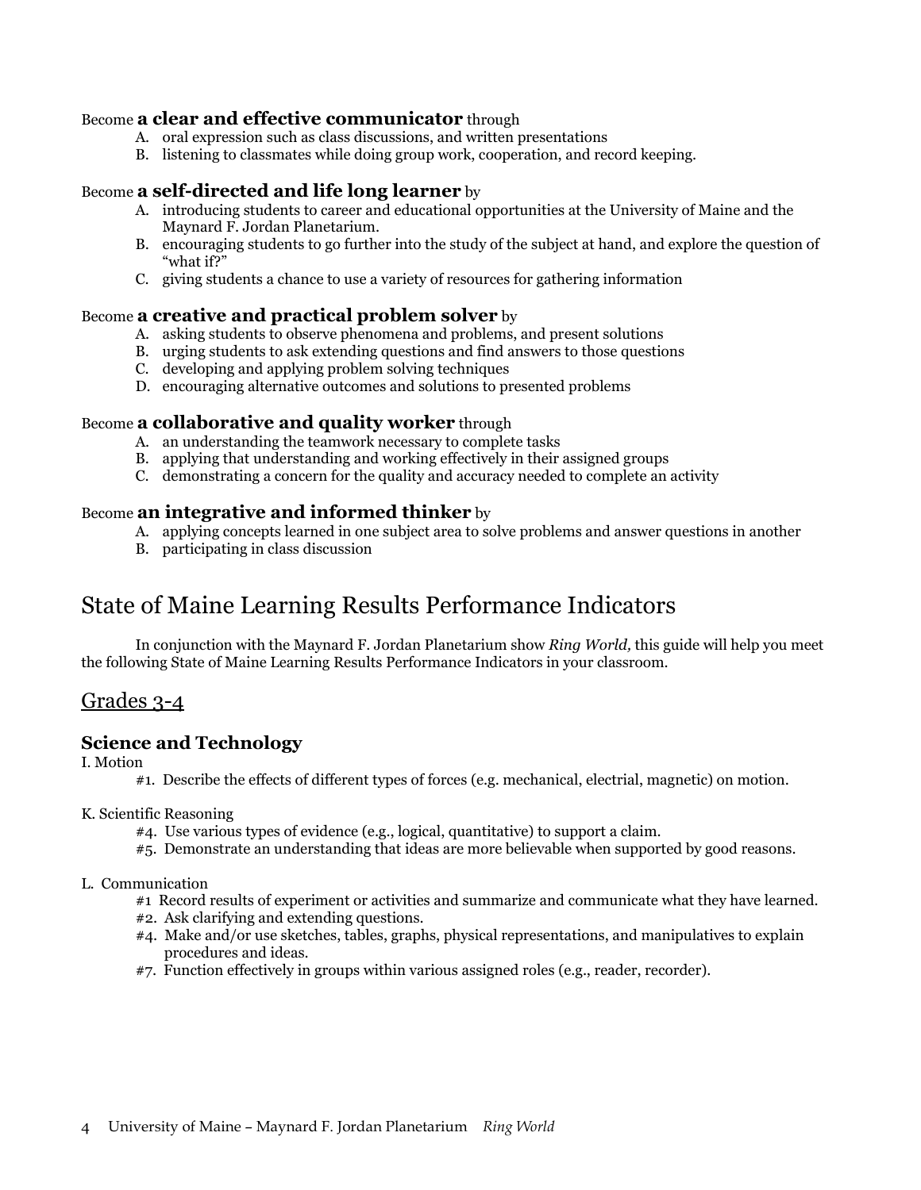Become **a clear and effective communicator** through

A. oral expression such as class discussions, and written presentations
B. listening to classmates while doing group work, cooperation, and record keeping.

Become **a self-directed and life long learner** by

A. introducing students to career and educational opportunities at the University of Maine and the Maynard F. Jordan Planetarium.
B. encouraging students to go further into the study of the subject at hand, and explore the question of "what if?"
C. giving students a chance to use a variety of resources for gathering information

Become **a creative and practical problem solver** by

A. asking students to observe phenomena and problems, and present solutions
B. urging students to ask extending questions and find answers to those questions
C. developing and applying problem solving techniques
D. encouraging alternative outcomes and solutions to presented problems

Become **a collaborative and quality worker** through

A. an understanding the teamwork necessary to complete tasks
B. applying that understanding and working effectively in their assigned groups
C. demonstrating a concern for the quality and accuracy needed to complete an activity

Become **an integrative and informed thinker** by

A. applying concepts learned in one subject area to solve problems and answer questions in another
B. participating in class discussion

# State of Maine Learning Results Performance Indicators

In conjunction with the Maynard F. Jordan Planetarium show *Ring World,* this guide will help you meet the following State of Maine Learning Results Performance Indicators in your classroom.

## Grades 3-4

### Science and Technology

I. Motion

#1. Describe the effects of different types of forces (e.g. mechanical, electrial, magnetic) on motion.

K. Scientific Reasoning

#4. Use various types of evidence (e.g., logical, quantitative) to support a claim.
#5. Demonstrate an understanding that ideas are more believable when supported by good reasons.

L. Communication

#1 Record results of experiment or activities and summarize and communicate what they have learned.
#2. Ask clarifying and extending questions.
#4. Make and/or use sketches, tables, graphs, physical representations, and manipulatives to explain procedures and ideas.
#7. Function effectively in groups within various assigned roles (e.g., reader, recorder).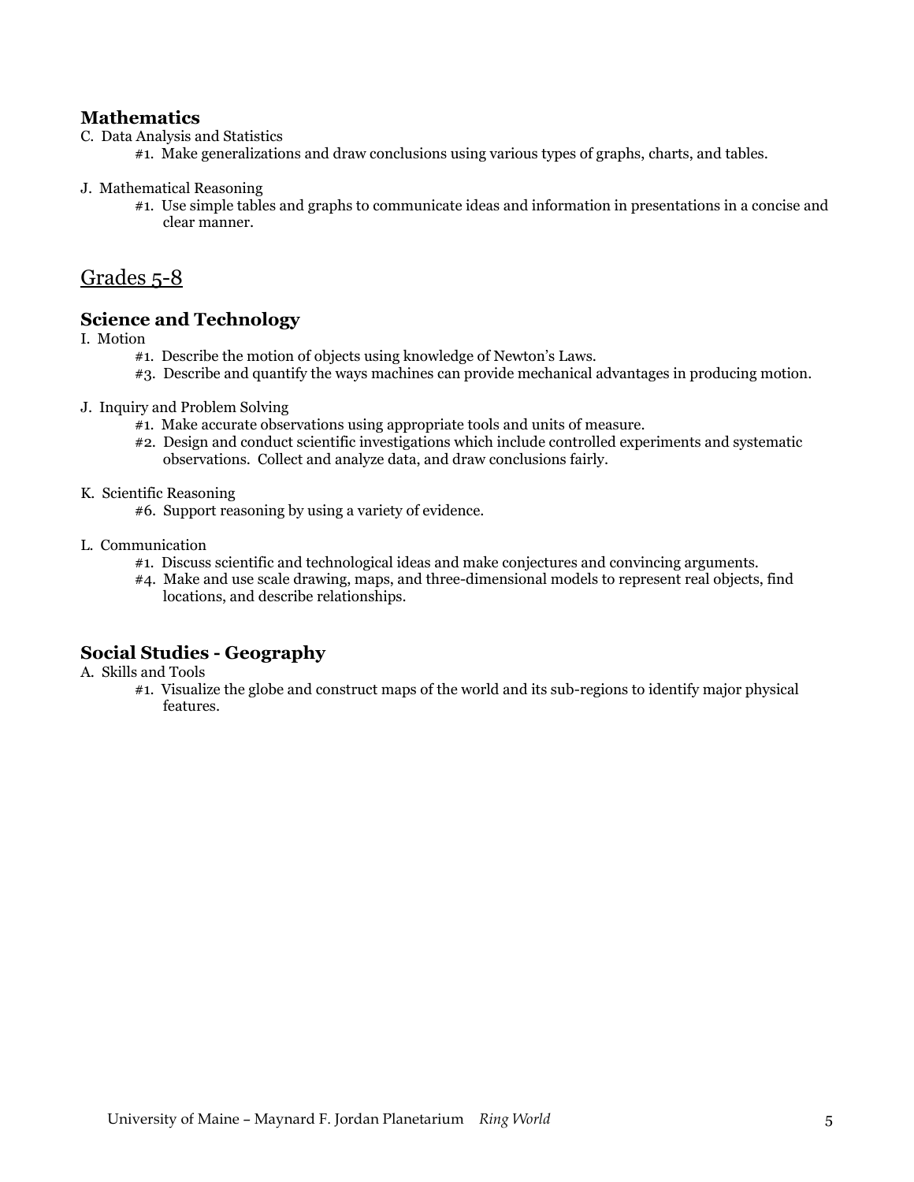### Mathematics

C. Data Analysis and Statistics

- #1. Make generalizations and draw conclusions using various types of graphs, charts, and tables.

J. Mathematical Reasoning

- #1. Use simple tables and graphs to communicate ideas and information in presentations in a concise and clear manner.

## Grades 5-8

### Science and Technology

I. Motion

- #1. Describe the motion of objects using knowledge of Newton's Laws.
- #3. Describe and quantify the ways machines can provide mechanical advantages in producing motion.

J. Inquiry and Problem Solving

- #1. Make accurate observations using appropriate tools and units of measure.
- #2. Design and conduct scientific investigations which include controlled experiments and systematic observations. Collect and analyze data, and draw conclusions fairly.

K. Scientific Reasoning

- #6. Support reasoning by using a variety of evidence.

L. Communication

- #1. Discuss scientific and technological ideas and make conjectures and convincing arguments.
- #4. Make and use scale drawing, maps, and three-dimensional models to represent real objects, find locations, and describe relationships.

### Social Studies - Geography

A. Skills and Tools

- #1. Visualize the globe and construct maps of the world and its sub-regions to identify major physical features.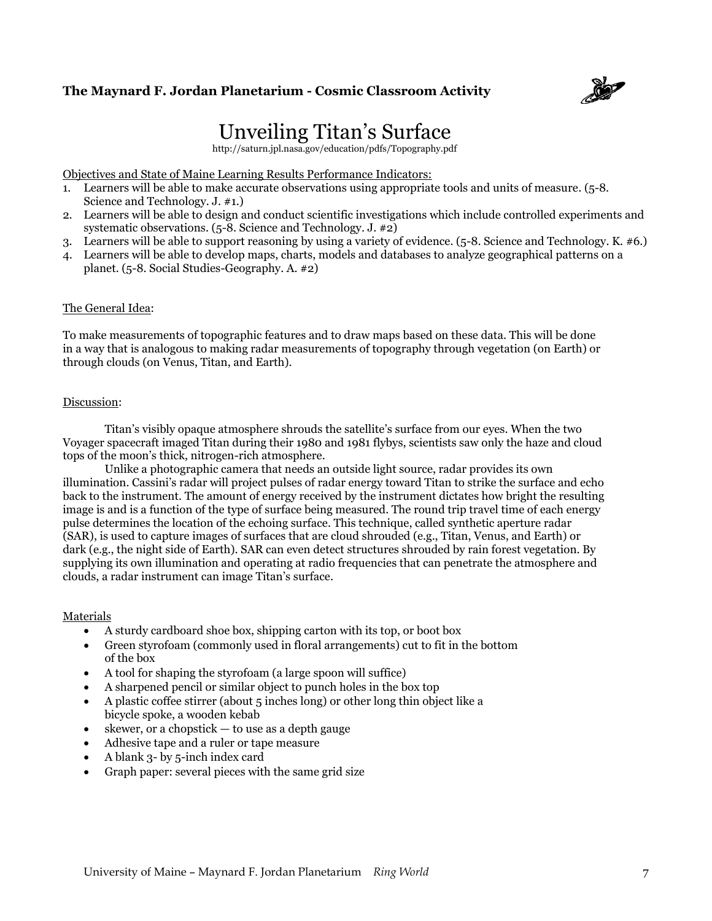**The Maynard F. Jordan Planetarium - Cosmic Classroom Activity**

# Unveiling Titan's Surface

http://saturn.jpl.nasa.gov/education/pdfs/Topography.pdf

Objectives and State of Maine Learning Results Performance Indicators:

1. Learners will be able to make accurate observations using appropriate tools and units of measure. (5-8. Science and Technology. J. #1.)
2. Learners will be able to design and conduct scientific investigations which include controlled experiments and systematic observations. (5-8. Science and Technology. J. #2)
3. Learners will be able to support reasoning by using a variety of evidence. (5-8. Science and Technology. K. #6.)
4. Learners will be able to develop maps, charts, models and databases to analyze geographical patterns on a planet. (5-8. Social Studies-Geography. A. #2)

The General Idea:

To make measurements of topographic features and to draw maps based on these data. This will be done in a way that is analogous to making radar measurements of topography through vegetation (on Earth) or through clouds (on Venus, Titan, and Earth).

Discussion:

Titan's visibly opaque atmosphere shrouds the satellite's surface from our eyes. When the two Voyager spacecraft imaged Titan during their 1980 and 1981 flybys, scientists saw only the haze and cloud tops of the moon's thick, nitrogen-rich atmosphere.

Unlike a photographic camera that needs an outside light source, radar provides its own illumination. Cassini's radar will project pulses of radar energy toward Titan to strike the surface and echo back to the instrument. The amount of energy received by the instrument dictates how bright the resulting image is and is a function of the type of surface being measured. The round trip travel time of each energy pulse determines the location of the echoing surface. This technique, called synthetic aperture radar (SAR), is used to capture images of surfaces that are cloud shrouded (e.g., Titan, Venus, and Earth) or dark (e.g., the night side of Earth). SAR can even detect structures shrouded by rain forest vegetation. By supplying its own illumination and operating at radio frequencies that can penetrate the atmosphere and clouds, a radar instrument can image Titan's surface.

Materials

- A sturdy cardboard shoe box, shipping carton with its top, or boot box
- Green styrofoam (commonly used in floral arrangements) cut to fit in the bottom of the box
- A tool for shaping the styrofoam (a large spoon will suffice)
- A sharpened pencil or similar object to punch holes in the box top
- A plastic coffee stirrer (about 5 inches long) or other long thin object like a bicycle spoke, a wooden kebab
- skewer, or a chopstick — to use as a depth gauge
- Adhesive tape and a ruler or tape measure
- A blank 3- by 5-inch index card
- Graph paper: several pieces with the same grid size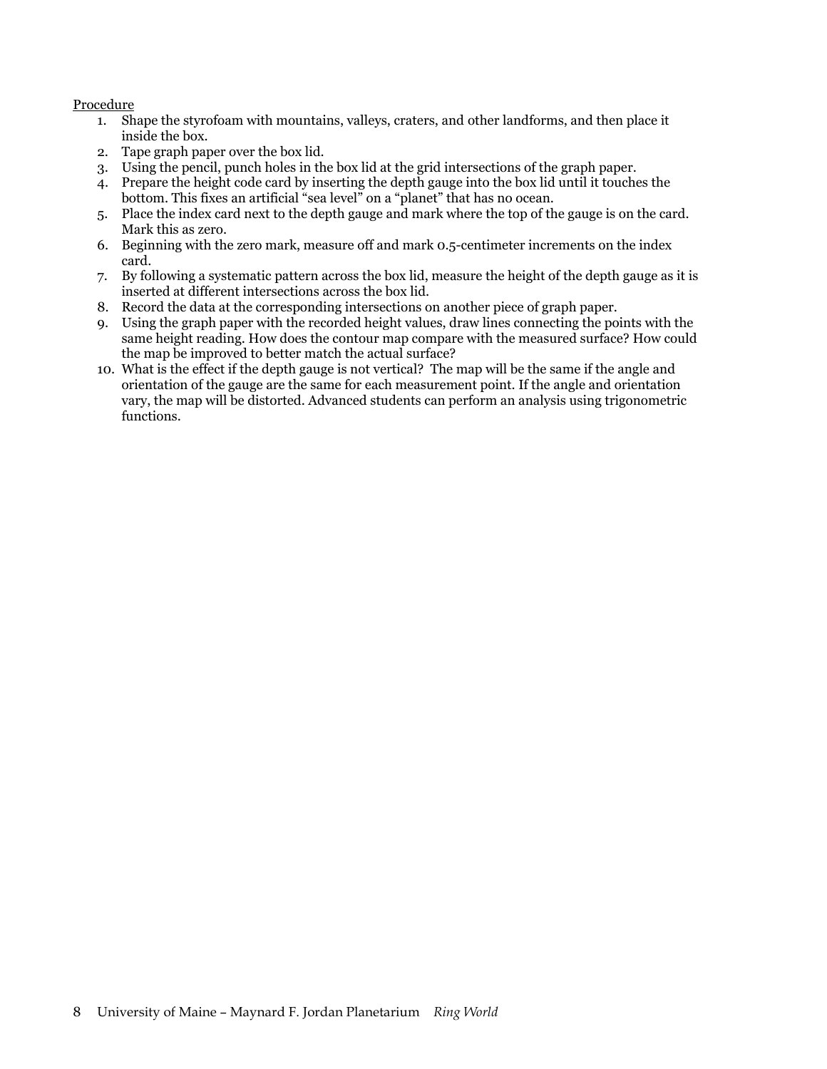<u>Procedure</u>

1. Shape the styrofoam with mountains, valleys, craters, and other landforms, and then place it inside the box.
2. Tape graph paper over the box lid.
3. Using the pencil, punch holes in the box lid at the grid intersections of the graph paper.
4. Prepare the height code card by inserting the depth gauge into the box lid until it touches the bottom. This fixes an artificial "sea level" on a "planet" that has no ocean.
5. Place the index card next to the depth gauge and mark where the top of the gauge is on the card. Mark this as zero.
6. Beginning with the zero mark, measure off and mark 0.5-centimeter increments on the index card.
7. By following a systematic pattern across the box lid, measure the height of the depth gauge as it is inserted at different intersections across the box lid.
8. Record the data at the corresponding intersections on another piece of graph paper.
9. Using the graph paper with the recorded height values, draw lines connecting the points with the same height reading. How does the contour map compare with the measured surface? How could the map be improved to better match the actual surface?
10. What is the effect if the depth gauge is not vertical? The map will be the same if the angle and orientation of the gauge are the same for each measurement point. If the angle and orientation vary, the map will be distorted. Advanced students can perform an analysis using trigonometric functions.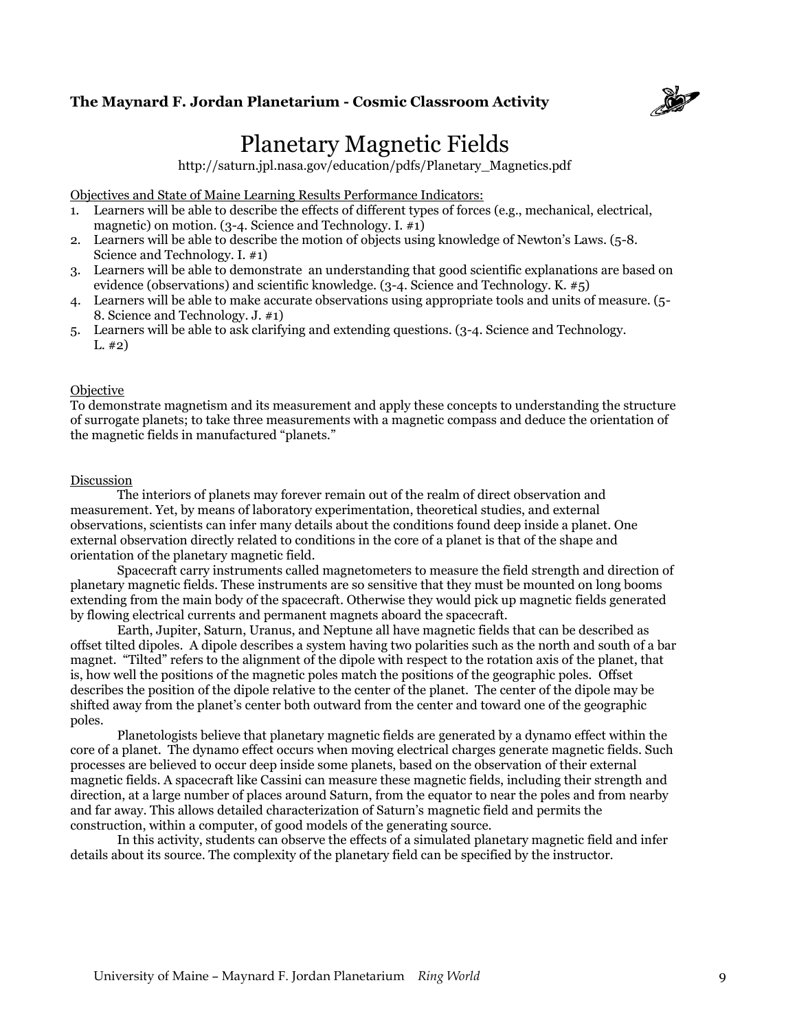**The Maynard F. Jordan Planetarium - Cosmic Classroom Activity**

# Planetary Magnetic Fields

http://saturn.jpl.nasa.gov/education/pdfs/Planetary_Magnetics.pdf

Objectives and State of Maine Learning Results Performance Indicators:

1. Learners will be able to describe the effects of different types of forces (e.g., mechanical, electrical, magnetic) on motion. (3-4. Science and Technology. I. #1)
2. Learners will be able to describe the motion of objects using knowledge of Newton's Laws. (5-8. Science and Technology. I. #1)
3. Learners will be able to demonstrate an understanding that good scientific explanations are based on evidence (observations) and scientific knowledge. (3-4. Science and Technology. K. #5)
4. Learners will be able to make accurate observations using appropriate tools and units of measure. (5-8. Science and Technology. J. #1)
5. Learners will be able to ask clarifying and extending questions. (3-4. Science and Technology. L. #2)

Objective

To demonstrate magnetism and its measurement and apply these concepts to understanding the structure of surrogate planets; to take three measurements with a magnetic compass and deduce the orientation of the magnetic fields in manufactured "planets."

Discussion

The interiors of planets may forever remain out of the realm of direct observation and measurement. Yet, by means of laboratory experimentation, theoretical studies, and external observations, scientists can infer many details about the conditions found deep inside a planet. One external observation directly related to conditions in the core of a planet is that of the shape and orientation of the planetary magnetic field.

Spacecraft carry instruments called magnetometers to measure the field strength and direction of planetary magnetic fields. These instruments are so sensitive that they must be mounted on long booms extending from the main body of the spacecraft. Otherwise they would pick up magnetic fields generated by flowing electrical currents and permanent magnets aboard the spacecraft.

Earth, Jupiter, Saturn, Uranus, and Neptune all have magnetic fields that can be described as offset tilted dipoles. A dipole describes a system having two polarities such as the north and south of a bar magnet. "Tilted" refers to the alignment of the dipole with respect to the rotation axis of the planet, that is, how well the positions of the magnetic poles match the positions of the geographic poles. Offset describes the position of the dipole relative to the center of the planet. The center of the dipole may be shifted away from the planet's center both outward from the center and toward one of the geographic poles.

Planetologists believe that planetary magnetic fields are generated by a dynamo effect within the core of a planet. The dynamo effect occurs when moving electrical charges generate magnetic fields. Such processes are believed to occur deep inside some planets, based on the observation of their external magnetic fields. A spacecraft like Cassini can measure these magnetic fields, including their strength and direction, at a large number of places around Saturn, from the equator to near the poles and from nearby and far away. This allows detailed characterization of Saturn's magnetic field and permits the construction, within a computer, of good models of the generating source.

In this activity, students can observe the effects of a simulated planetary magnetic field and infer details about its source. The complexity of the planetary field can be specified by the instructor.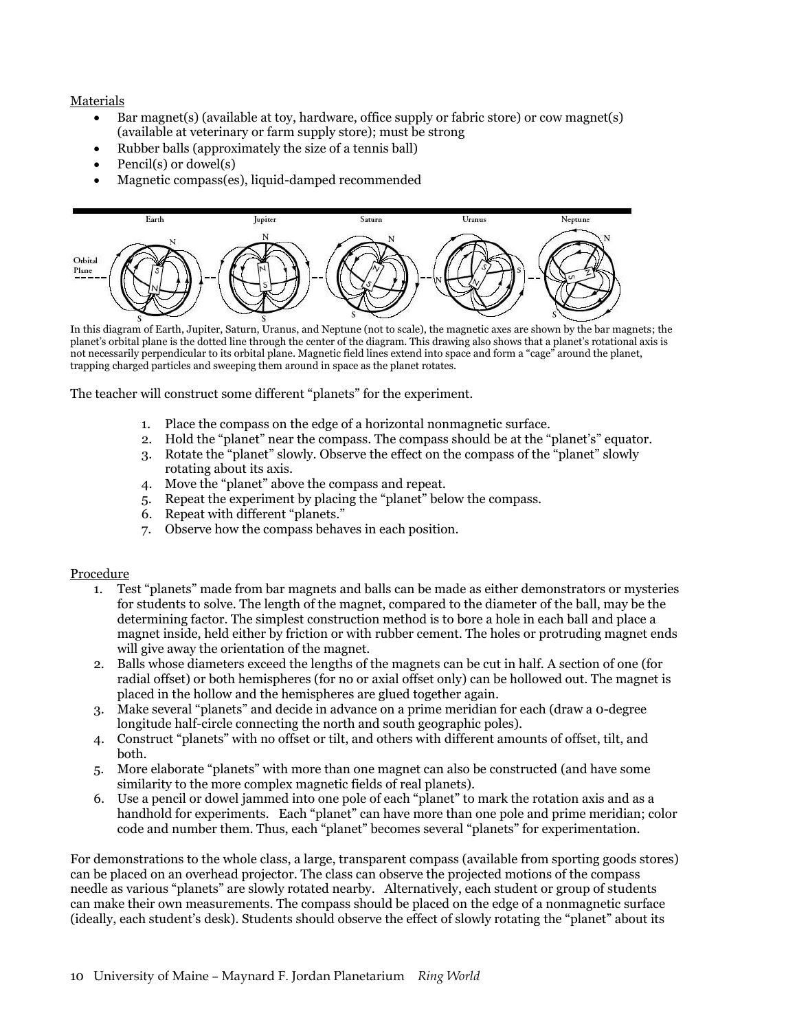Materials

- Bar magnet(s) (available at toy, hardware, office supply or fabric store) or cow magnet(s) (available at veterinary or farm supply store); must be strong
- Rubber balls (approximately the size of a tennis ball)
- Pencil(s) or dowel(s)
- Magnetic compass(es), liquid-damped recommended

In this diagram of Earth, Jupiter, Saturn, Uranus, and Neptune (not to scale), the magnetic axes are shown by the bar magnets; the planet's orbital plane is the dotted line through the center of the diagram. This drawing also shows that a planet's rotational axis is not necessarily perpendicular to its orbital plane. Magnetic field lines extend into space and form a "cage" around the planet, trapping charged particles and sweeping them around in space as the planet rotates.

The teacher will construct some different "planets" for the experiment.

1. Place the compass on the edge of a horizontal nonmagnetic surface.
2. Hold the "planet" near the compass. The compass should be at the "planet's" equator.
3. Rotate the "planet" slowly. Observe the effect on the compass of the "planet" slowly rotating about its axis.
4. Move the "planet" above the compass and repeat.
5. Repeat the experiment by placing the "planet" below the compass.
6. Repeat with different "planets."
7. Observe how the compass behaves in each position.

Procedure

1. Test "planets" made from bar magnets and balls can be made as either demonstrators or mysteries for students to solve. The length of the magnet, compared to the diameter of the ball, may be the determining factor. The simplest construction method is to bore a hole in each ball and place a magnet inside, held either by friction or with rubber cement. The holes or protruding magnet ends will give away the orientation of the magnet.
2. Balls whose diameters exceed the lengths of the magnets can be cut in half. A section of one (for radial offset) or both hemispheres (for no or axial offset only) can be hollowed out. The magnet is placed in the hollow and the hemispheres are glued together again.
3. Make several "planets" and decide in advance on a prime meridian for each (draw a 0-degree longitude half-circle connecting the north and south geographic poles).
4. Construct "planets" with no offset or tilt, and others with different amounts of offset, tilt, and both.
5. More elaborate "planets" with more than one magnet can also be constructed (and have some similarity to the more complex magnetic fields of real planets).
6. Use a pencil or dowel jammed into one pole of each "planet" to mark the rotation axis and as a handhold for experiments. Each "planet" can have more than one pole and prime meridian; color code and number them. Thus, each "planet" becomes several "planets" for experimentation.

For demonstrations to the whole class, a large, transparent compass (available from sporting goods stores) can be placed on an overhead projector. The class can observe the projected motions of the compass needle as various "planets" are slowly rotated nearby. Alternatively, each student or group of students can make their own measurements. The compass should be placed on the edge of a nonmagnetic surface (ideally, each student's desk). Students should observe the effect of slowly rotating the "planet" about its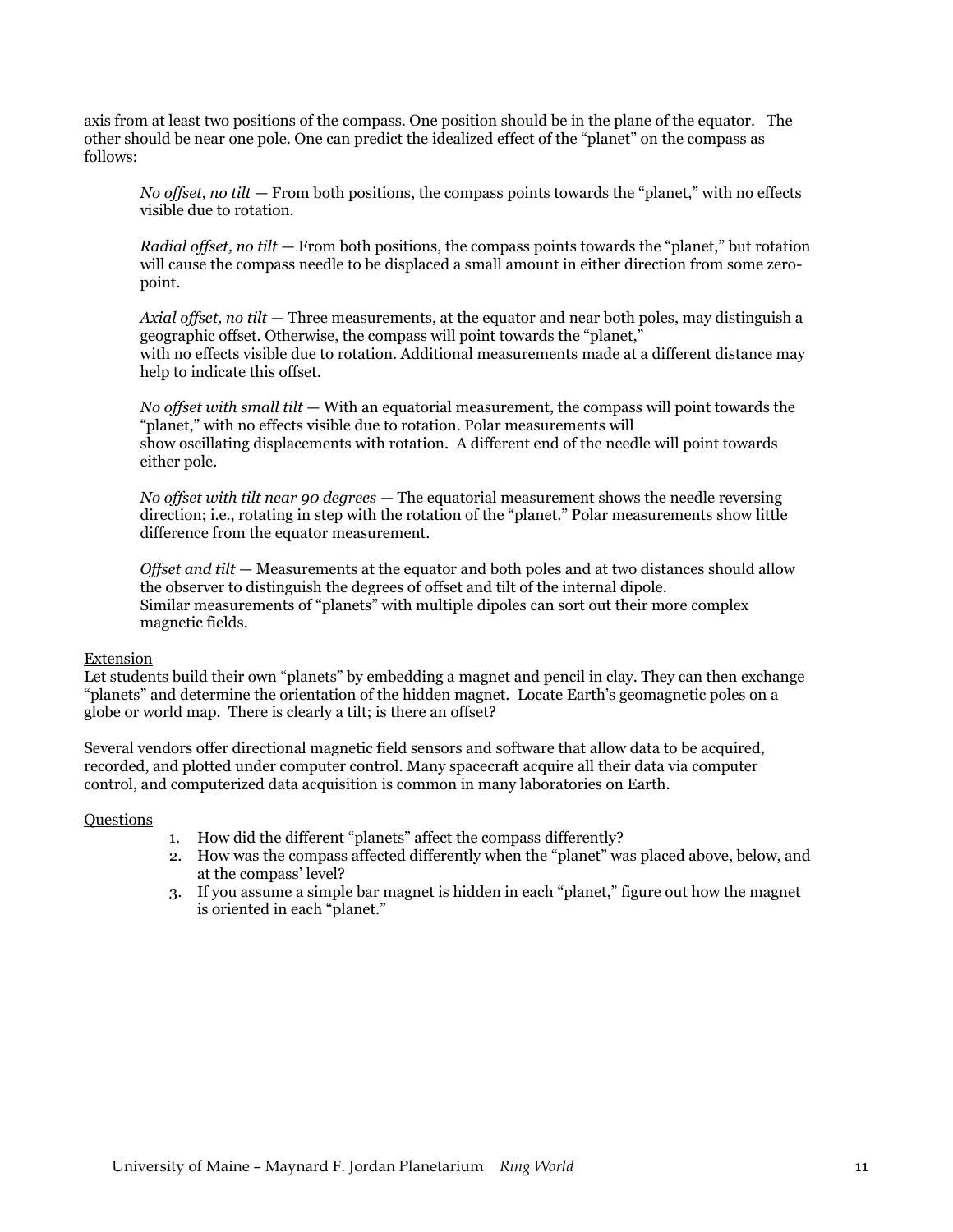axis from at least two positions of the compass. One position should be in the plane of the equator. The other should be near one pole. One can predict the idealized effect of the "planet" on the compass as follows:

*No offset, no tilt* — From both positions, the compass points towards the "planet," with no effects visible due to rotation.

*Radial offset, no tilt* — From both positions, the compass points towards the "planet," but rotation will cause the compass needle to be displaced a small amount in either direction from some zero-point.

*Axial offset, no tilt* — Three measurements, at the equator and near both poles, may distinguish a geographic offset. Otherwise, the compass will point towards the "planet," with no effects visible due to rotation. Additional measurements made at a different distance may help to indicate this offset.

*No offset with small tilt* — With an equatorial measurement, the compass will point towards the "planet," with no effects visible due to rotation. Polar measurements will show oscillating displacements with rotation. A different end of the needle will point towards either pole.

*No offset with tilt near 90 degrees* — The equatorial measurement shows the needle reversing direction; i.e., rotating in step with the rotation of the "planet." Polar measurements show little difference from the equator measurement.

*Offset and tilt* — Measurements at the equator and both poles and at two distances should allow the observer to distinguish the degrees of offset and tilt of the internal dipole. Similar measurements of "planets" with multiple dipoles can sort out their more complex magnetic fields.

Extension

Let students build their own "planets" by embedding a magnet and pencil in clay. They can then exchange "planets" and determine the orientation of the hidden magnet. Locate Earth's geomagnetic poles on a globe or world map. There is clearly a tilt; is there an offset?

Several vendors offer directional magnetic field sensors and software that allow data to be acquired, recorded, and plotted under computer control. Many spacecraft acquire all their data via computer control, and computerized data acquisition is common in many laboratories on Earth.

Questions

1. How did the different "planets" affect the compass differently?
2. How was the compass affected differently when the "planet" was placed above, below, and at the compass' level?
3. If you assume a simple bar magnet is hidden in each "planet," figure out how the magnet is oriented in each "planet."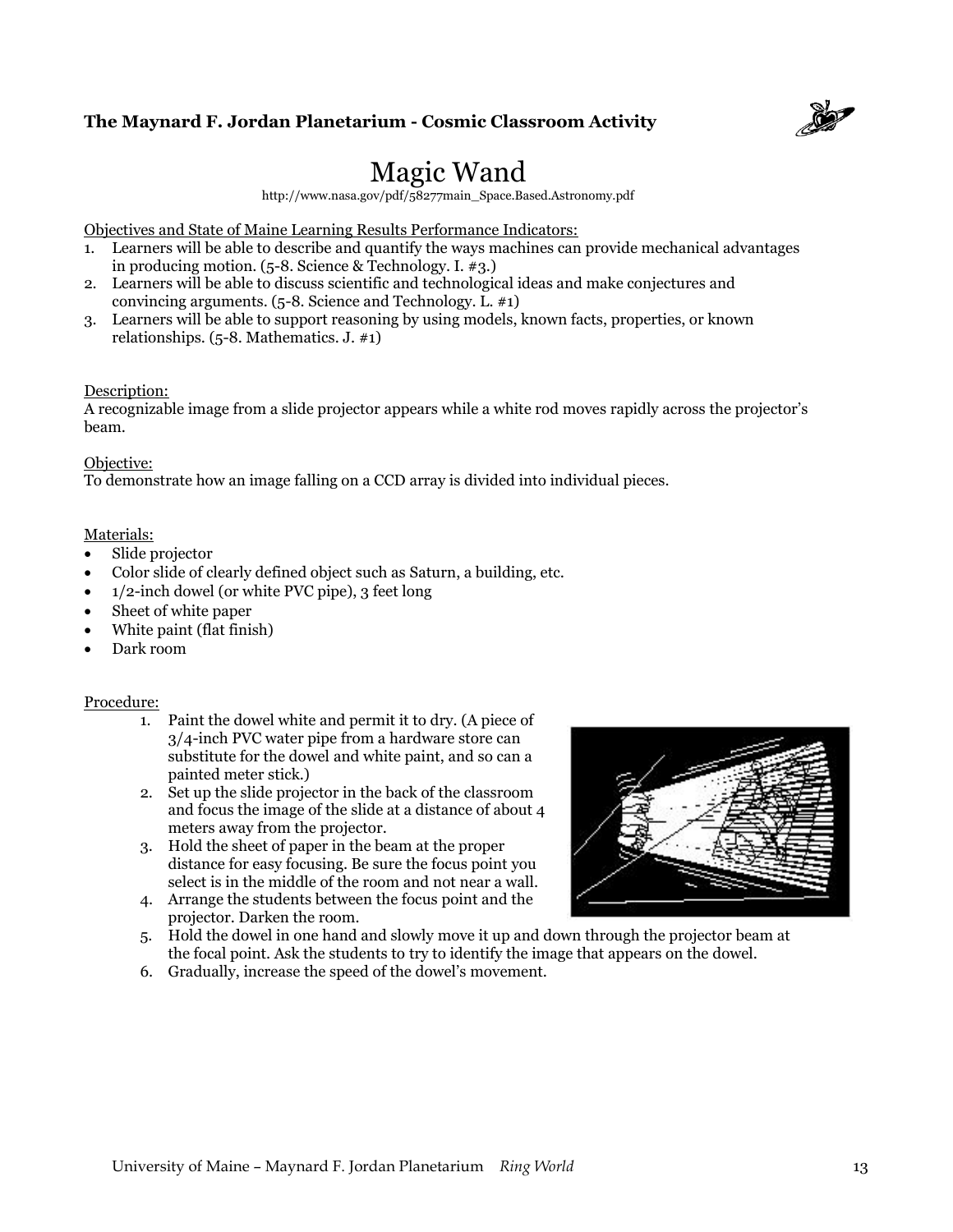**The Maynard F. Jordan Planetarium - Cosmic Classroom Activity**

# Magic Wand

http://www.nasa.gov/pdf/58277main_Space.Based.Astronomy.pdf

Objectives and State of Maine Learning Results Performance Indicators:

1. Learners will be able to describe and quantify the ways machines can provide mechanical advantages in producing motion. (5-8. Science & Technology. I. #3.)
2. Learners will be able to discuss scientific and technological ideas and make conjectures and convincing arguments. (5-8. Science and Technology. L. #1)
3. Learners will be able to support reasoning by using models, known facts, properties, or known relationships. (5-8. Mathematics. J. #1)

Description:

A recognizable image from a slide projector appears while a white rod moves rapidly across the projector's beam.

Objective:

To demonstrate how an image falling on a CCD array is divided into individual pieces.

Materials:

- Slide projector
- Color slide of clearly defined object such as Saturn, a building, etc.
- 1/2-inch dowel (or white PVC pipe), 3 feet long
- Sheet of white paper
- White paint (flat finish)
- Dark room

Procedure:

1. Paint the dowel white and permit it to dry. (A piece of 3/4-inch PVC water pipe from a hardware store can substitute for the dowel and white paint, and so can a painted meter stick.)
2. Set up the slide projector in the back of the classroom and focus the image of the slide at a distance of about 4 meters away from the projector.
3. Hold the sheet of paper in the beam at the proper distance for easy focusing. Be sure the focus point you select is in the middle of the room and not near a wall.
4. Arrange the students between the focus point and the projector. Darken the room.
5. Hold the dowel in one hand and slowly move it up and down through the projector beam at the focal point. Ask the students to try to identify the image that appears on the dowel.
6. Gradually, increase the speed of the dowel's movement.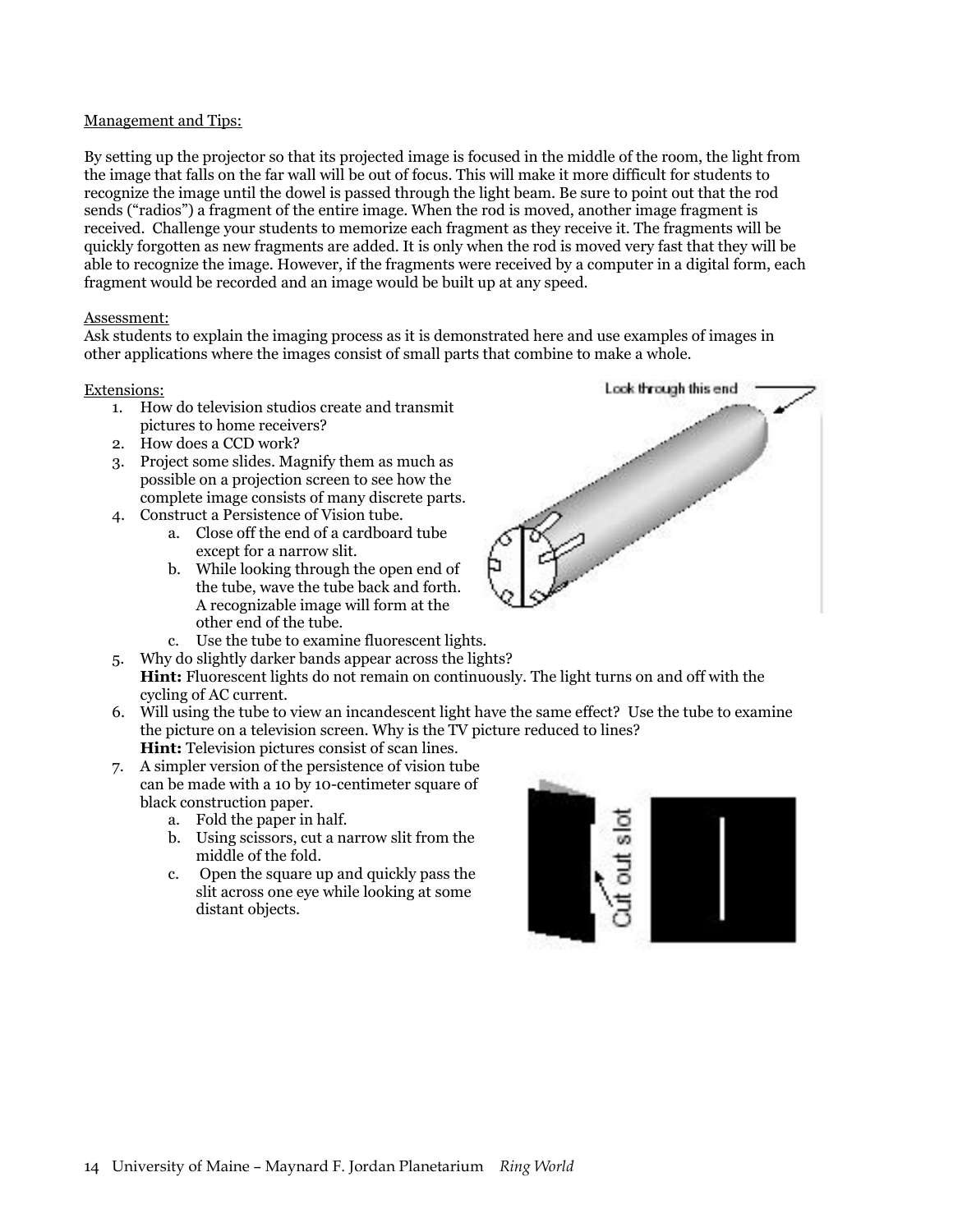Management and Tips:

By setting up the projector so that its projected image is focused in the middle of the room, the light from the image that falls on the far wall will be out of focus. This will make it more difficult for students to recognize the image until the dowel is passed through the light beam. Be sure to point out that the rod sends ("radios") a fragment of the entire image. When the rod is moved, another image fragment is received. Challenge your students to memorize each fragment as they receive it. The fragments will be quickly forgotten as new fragments are added. It is only when the rod is moved very fast that they will be able to recognize the image. However, if the fragments were received by a computer in a digital form, each fragment would be recorded and an image would be built up at any speed.

Assessment:
Ask students to explain the imaging process as it is demonstrated here and use examples of images in other applications where the images consist of small parts that combine to make a whole.

Extensions:

1. How do television studios create and transmit pictures to home receivers?
2. How does a CCD work?
3. Project some slides. Magnify them as much as possible on a projection screen to see how the complete image consists of many discrete parts.
4. Construct a Persistence of Vision tube.
   a. Close off the end of a cardboard tube except for a narrow slit.
   b. While looking through the open end of the tube, wave the tube back and forth. A recognizable image will form at the other end of the tube.
   c. Use the tube to examine fluorescent lights.
5. Why do slightly darker bands appear across the lights?
   **Hint:** Fluorescent lights do not remain on continuously. The light turns on and off with the cycling of AC current.
6. Will using the tube to view an incandescent light have the same effect? Use the tube to examine the picture on a television screen. Why is the TV picture reduced to lines?
   **Hint:** Television pictures consist of scan lines.
7. A simpler version of the persistence of vision tube can be made with a 10 by 10-centimeter square of black construction paper.
   a. Fold the paper in half.
   b. Using scissors, cut a narrow slit from the middle of the fold.
   c. Open the square up and quickly pass the slit across one eye while looking at some distant objects.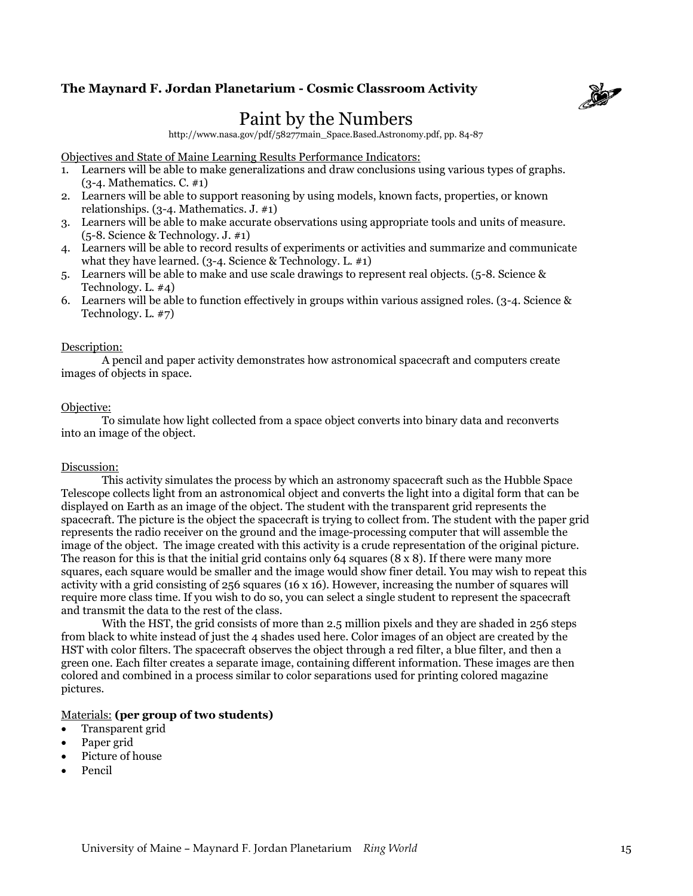**The Maynard F. Jordan Planetarium - Cosmic Classroom Activity**

# Paint by the Numbers

http://www.nasa.gov/pdf/58277main_Space.Based.Astronomy.pdf, pp. 84-87

Objectives and State of Maine Learning Results Performance Indicators:

1. Learners will be able to make generalizations and draw conclusions using various types of graphs. (3-4. Mathematics. C. #1)
2. Learners will be able to support reasoning by using models, known facts, properties, or known relationships. (3-4. Mathematics. J. #1)
3. Learners will be able to make accurate observations using appropriate tools and units of measure. (5-8. Science & Technology. J. #1)
4. Learners will be able to record results of experiments or activities and summarize and communicate what they have learned. (3-4. Science & Technology. L. #1)
5. Learners will be able to make and use scale drawings to represent real objects. (5-8. Science & Technology. L. #4)
6. Learners will be able to function effectively in groups within various assigned roles. (3-4. Science & Technology. L. #7)

Description:

A pencil and paper activity demonstrates how astronomical spacecraft and computers create images of objects in space.

Objective:

To simulate how light collected from a space object converts into binary data and reconverts into an image of the object.

Discussion:

This activity simulates the process by which an astronomy spacecraft such as the Hubble Space Telescope collects light from an astronomical object and converts the light into a digital form that can be displayed on Earth as an image of the object. The student with the transparent grid represents the spacecraft. The picture is the object the spacecraft is trying to collect from. The student with the paper grid represents the radio receiver on the ground and the image-processing computer that will assemble the image of the object. The image created with this activity is a crude representation of the original picture. The reason for this is that the initial grid contains only 64 squares (8 x 8). If there were many more squares, each square would be smaller and the image would show finer detail. You may wish to repeat this activity with a grid consisting of 256 squares (16 x 16). However, increasing the number of squares will require more class time. If you wish to do so, you can select a single student to represent the spacecraft and transmit the data to the rest of the class.

With the HST, the grid consists of more than 2.5 million pixels and they are shaded in 256 steps from black to white instead of just the 4 shades used here. Color images of an object are created by the HST with color filters. The spacecraft observes the object through a red filter, a blue filter, and then a green one. Each filter creates a separate image, containing different information. These images are then colored and combined in a process similar to color separations used for printing colored magazine pictures.

Materials: **(per group of two students)**

- Transparent grid
- Paper grid
- Picture of house
- Pencil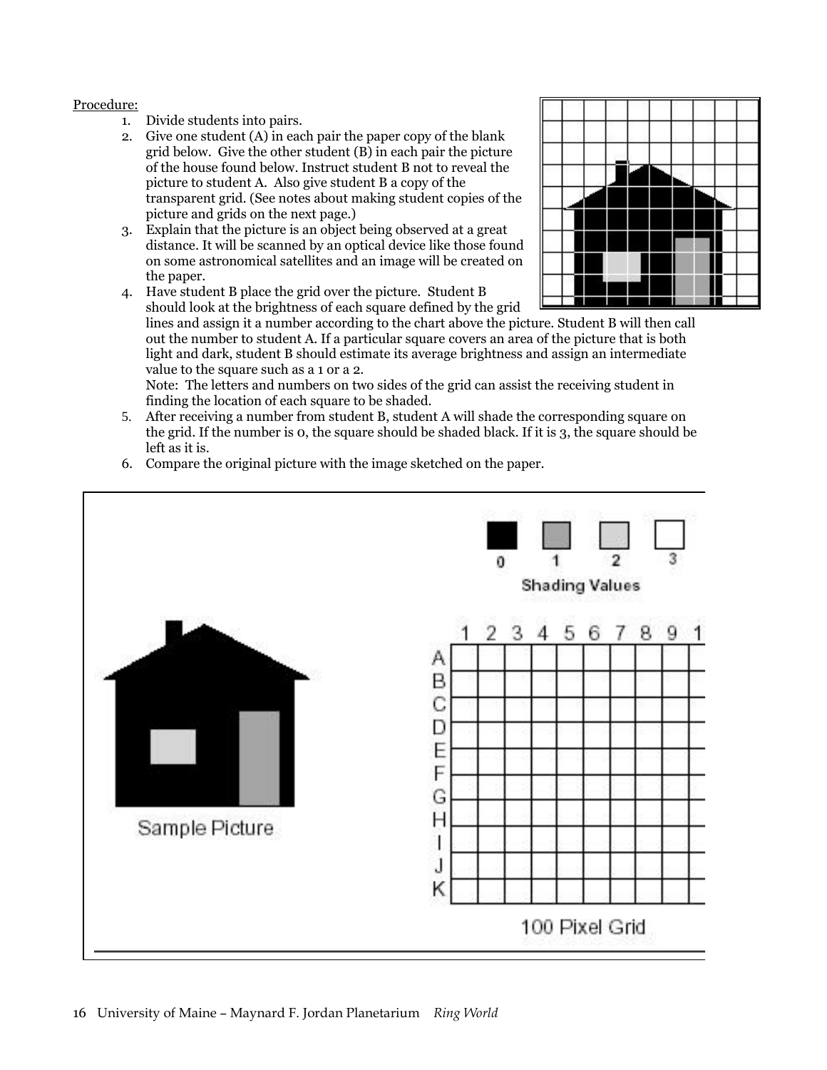Procedure:

1. Divide students into pairs.
2. Give one student (A) in each pair the paper copy of the blank grid below. Give the other student (B) in each pair the picture of the house found below. Instruct student B not to reveal the picture to student A. Also give student B a copy of the transparent grid. (See notes about making student copies of the picture and grids on the next page.)
3. Explain that the picture is an object being observed at a great distance. It will be scanned by an optical device like those found on some astronomical satellites and an image will be created on the paper.
4. Have student B place the grid over the picture. Student B should look at the brightness of each square defined by the grid lines and assign it a number according to the chart above the picture. Student B will then call out the number to student A. If a particular square covers an area of the picture that is both light and dark, student B should estimate its average brightness and assign an intermediate value to the square such as a 1 or a 2.
   Note: The letters and numbers on two sides of the grid can assist the receiving student in finding the location of each square to be shaded.
5. After receiving a number from student B, student A will shade the corresponding square on the grid. If the number is 0, the square should be shaded black. If it is 3, the square should be left as it is.
6. Compare the original picture with the image sketched on the paper.

Sample Picture

Shading Values: 0, 1, 2, 3

| | 1 | 2 | 3 | 4 | 5 | 6 | 7 | 8 | 9 | 1 |
|---|---|---|---|---|---|---|---|---|---|---|
| A | | | | | | | | | | |
| B | | | | | | | | | | |
| C | | | | | | | | | | |
| D | | | | | | | | | | |
| E | | | | | | | | | | |
| F | | | | | | | | | | |
| G | | | | | | | | | | |
| H | | | | | | | | | | |
| I | | | | | | | | | | |
| J | | | | | | | | | | |
| K | | | | | | | | | | |

100 Pixel Grid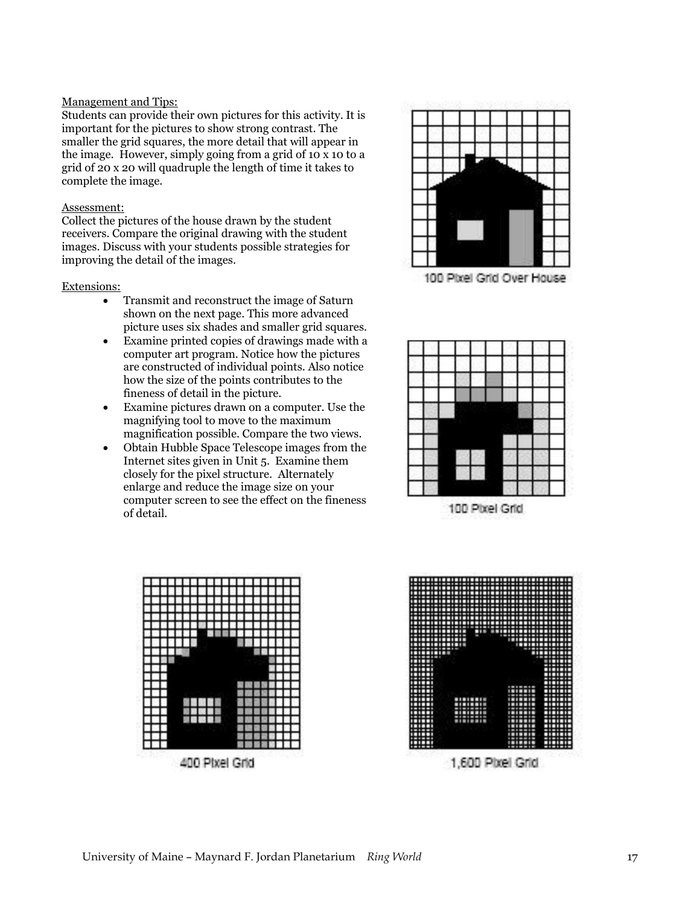Management and Tips:
Students can provide their own pictures for this activity. It is important for the pictures to show strong contrast. The smaller the grid squares, the more detail that will appear in the image. However, simply going from a grid of 10 x 10 to a grid of 20 x 20 will quadruple the length of time it takes to complete the image.

Assessment:
Collect the pictures of the house drawn by the student receivers. Compare the original drawing with the student images. Discuss with your students possible strategies for improving the detail of the images.

Extensions:

- Transmit and reconstruct the image of Saturn shown on the next page. This more advanced picture uses six shades and smaller grid squares.
- Examine printed copies of drawings made with a computer art program. Notice how the pictures are constructed of individual points. Also notice how the size of the points contributes to the fineness of detail in the picture.
- Examine pictures drawn on a computer. Use the magnifying tool to move to the maximum magnification possible. Compare the two views.
- Obtain Hubble Space Telescope images from the Internet sites given in Unit 5. Examine them closely for the pixel structure. Alternately enlarge and reduce the image size on your computer screen to see the effect on the fineness of detail.

100 Pixel Grid Over House

100 Pixel Grid

400 Pixel Grid

1,600 Pixel Grid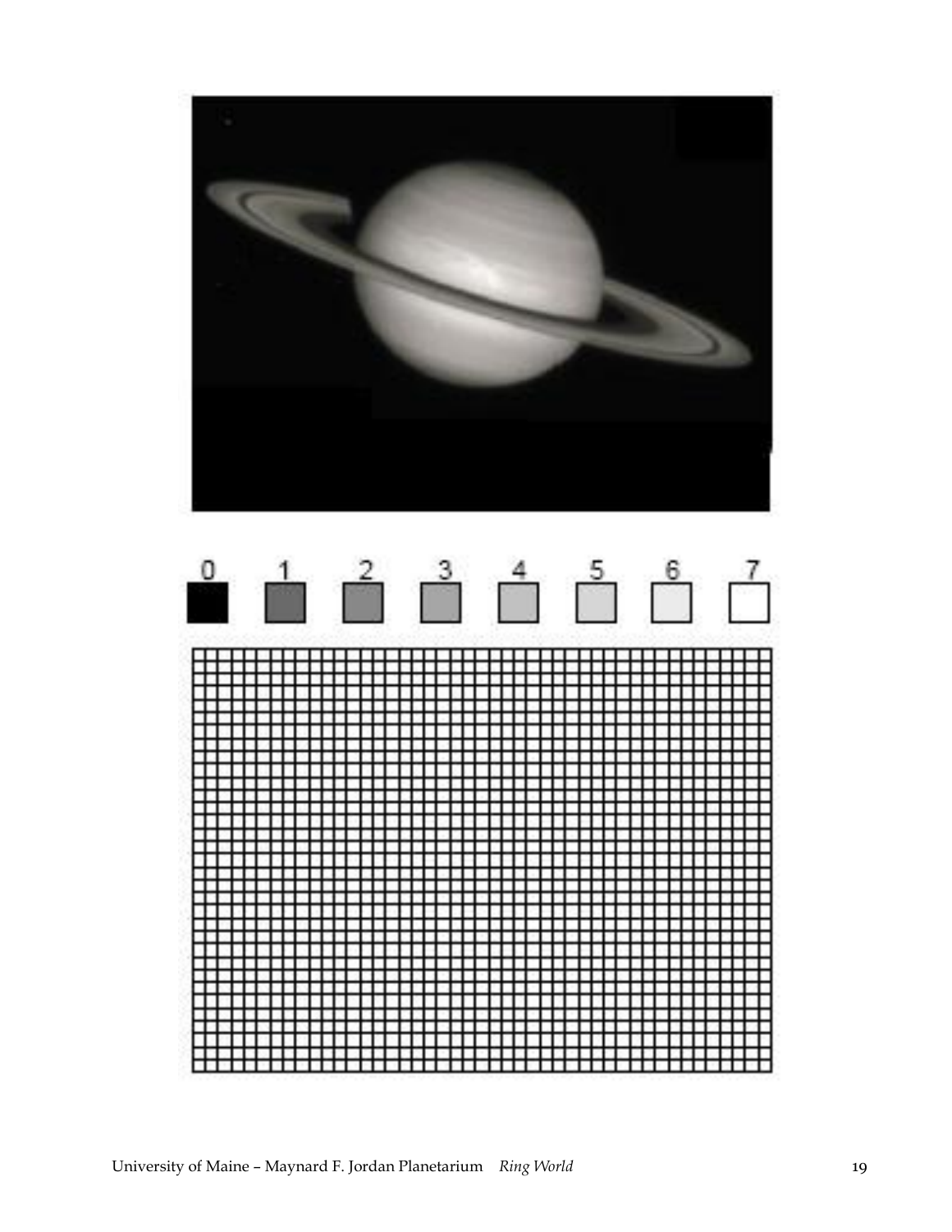0 1 2 3 4 5 6 7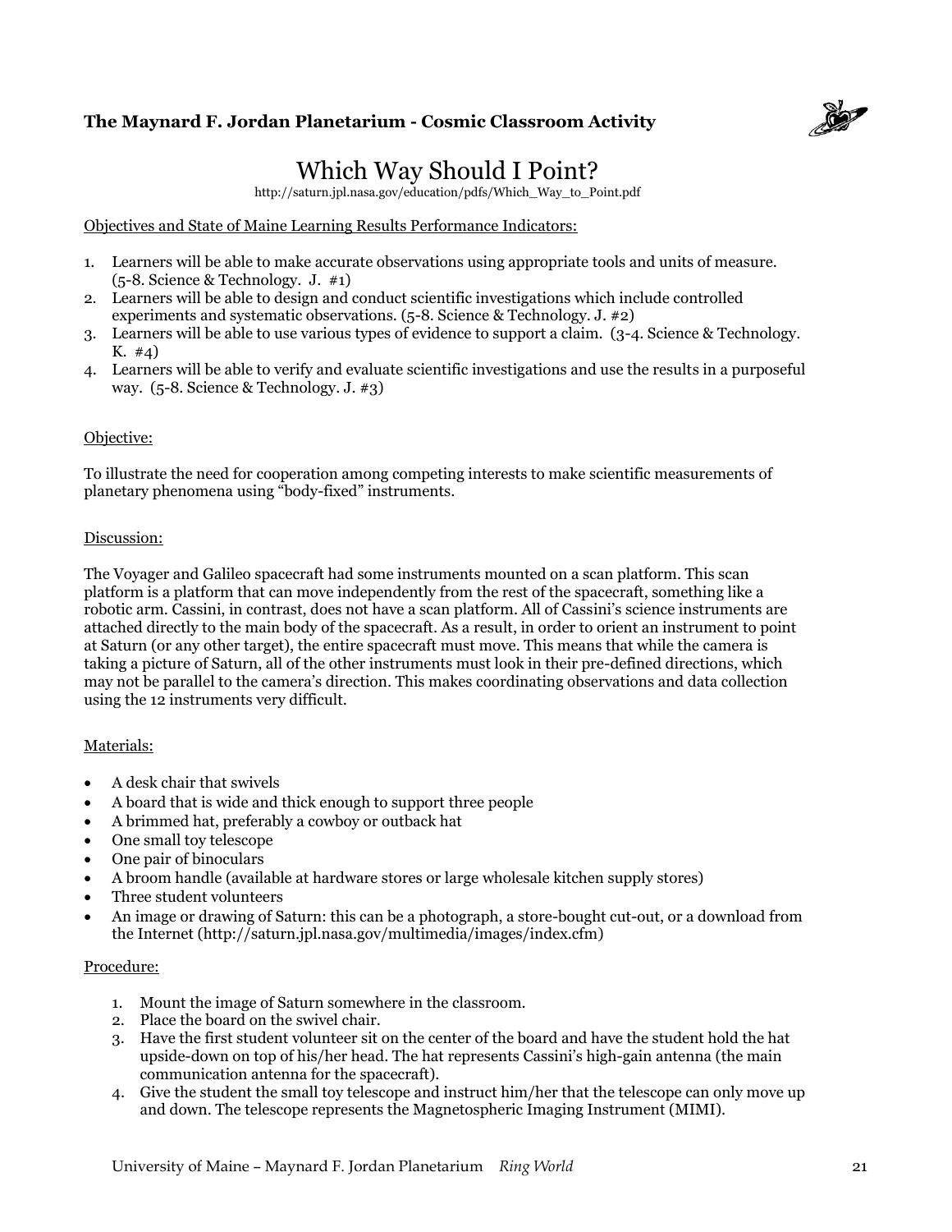**The Maynard F. Jordan Planetarium - Cosmic Classroom Activity**

# Which Way Should I Point?

http://saturn.jpl.nasa.gov/education/pdfs/Which_Way_to_Point.pdf

Objectives and State of Maine Learning Results Performance Indicators:

1. Learners will be able to make accurate observations using appropriate tools and units of measure. (5-8. Science & Technology. J. #1)
2. Learners will be able to design and conduct scientific investigations which include controlled experiments and systematic observations. (5-8. Science & Technology. J. #2)
3. Learners will be able to use various types of evidence to support a claim. (3-4. Science & Technology. K. #4)
4. Learners will be able to verify and evaluate scientific investigations and use the results in a purposeful way. (5-8. Science & Technology. J. #3)

Objective:

To illustrate the need for cooperation among competing interests to make scientific measurements of planetary phenomena using "body-fixed" instruments.

Discussion:

The Voyager and Galileo spacecraft had some instruments mounted on a scan platform. This scan platform is a platform that can move independently from the rest of the spacecraft, something like a robotic arm. Cassini, in contrast, does not have a scan platform. All of Cassini's science instruments are attached directly to the main body of the spacecraft. As a result, in order to orient an instrument to point at Saturn (or any other target), the entire spacecraft must move. This means that while the camera is taking a picture of Saturn, all of the other instruments must look in their pre-defined directions, which may not be parallel to the camera's direction. This makes coordinating observations and data collection using the 12 instruments very difficult.

Materials:

- A desk chair that swivels
- A board that is wide and thick enough to support three people
- A brimmed hat, preferably a cowboy or outback hat
- One small toy telescope
- One pair of binoculars
- A broom handle (available at hardware stores or large wholesale kitchen supply stores)
- Three student volunteers
- An image or drawing of Saturn: this can be a photograph, a store-bought cut-out, or a download from the Internet (http://saturn.jpl.nasa.gov/multimedia/images/index.cfm)

Procedure:

1. Mount the image of Saturn somewhere in the classroom.
2. Place the board on the swivel chair.
3. Have the first student volunteer sit on the center of the board and have the student hold the hat upside-down on top of his/her head. The hat represents Cassini's high-gain antenna (the main communication antenna for the spacecraft).
4. Give the student the small toy telescope and instruct him/her that the telescope can only move up and down. The telescope represents the Magnetospheric Imaging Instrument (MIMI).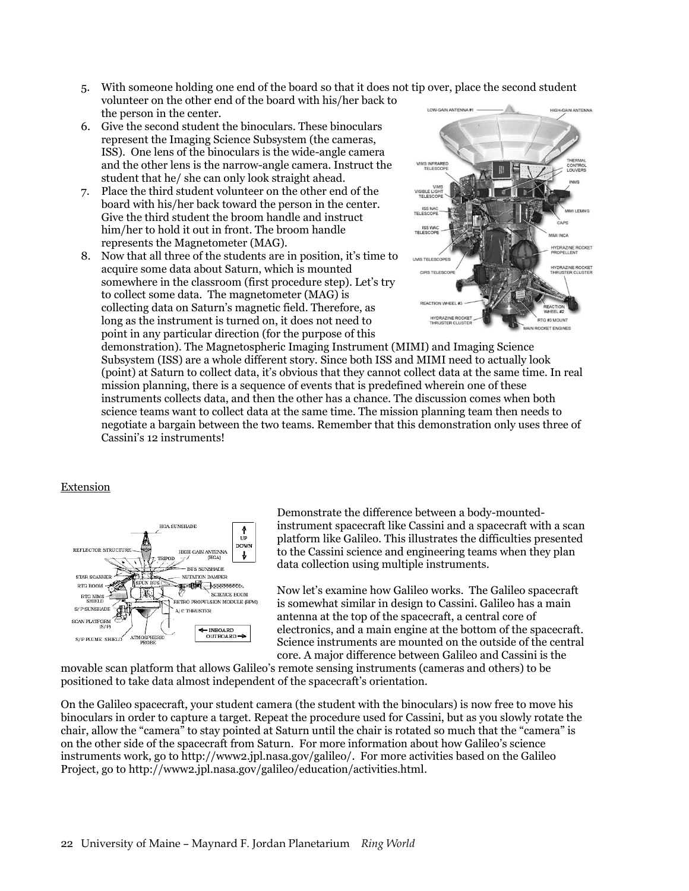5. With someone holding one end of the board so that it does not tip over, place the second student volunteer on the other end of the board with his/her back to the person in the center.
6. Give the second student the binoculars. These binoculars represent the Imaging Science Subsystem (the cameras, ISS). One lens of the binoculars is the wide-angle camera and the other lens is the narrow-angle camera. Instruct the student that he/ she can only look straight ahead.
7. Place the third student volunteer on the other end of the board with his/her back toward the person in the center. Give the third student the broom handle and instruct him/her to hold it out in front. The broom handle represents the Magnetometer (MAG).
8. Now that all three of the students are in position, it's time to acquire some data about Saturn, which is mounted somewhere in the classroom (first procedure step). Let's try to collect some data. The magnetometer (MAG) is collecting data on Saturn's magnetic field. Therefore, as long as the instrument is turned on, it does not need to point in any particular direction (for the purpose of this demonstration). The Magnetospheric Imaging Instrument (MIMI) and Imaging Science Subsystem (ISS) are a whole different story. Since both ISS and MIMI need to actually look (point) at Saturn to collect data, it's obvious that they cannot collect data at the same time. In real mission planning, there is a sequence of events that is predefined wherein one of these instruments collects data, and then the other has a chance. The discussion comes when both science teams want to collect data at the same time. The mission planning team then needs to negotiate a bargain between the two teams. Remember that this demonstration only uses three of Cassini's 12 instruments!

Extension

Demonstrate the difference between a body-mounted-instrument spacecraft like Cassini and a spacecraft with a scan platform like Galileo. This illustrates the difficulties presented to the Cassini science and engineering teams when they plan data collection using multiple instruments.

Now let's examine how Galileo works. The Galileo spacecraft is somewhat similar in design to Cassini. Galileo has a main antenna at the top of the spacecraft, a central core of electronics, and a main engine at the bottom of the spacecraft. Science instruments are mounted on the outside of the central core. A major difference between Galileo and Cassini is the movable scan platform that allows Galileo's remote sensing instruments (cameras and others) to be positioned to take data almost independent of the spacecraft's orientation.

On the Galileo spacecraft, your student camera (the student with the binoculars) is now free to move his binoculars in order to capture a target. Repeat the procedure used for Cassini, but as you slowly rotate the chair, allow the "camera" to stay pointed at Saturn until the chair is rotated so much that the "camera" is on the other side of the spacecraft from Saturn. For more information about how Galileo's science instruments work, go to http://www2.jpl.nasa.gov/galileo/. For more activities based on the Galileo Project, go to http://www2.jpl.nasa.gov/galileo/education/activities.html.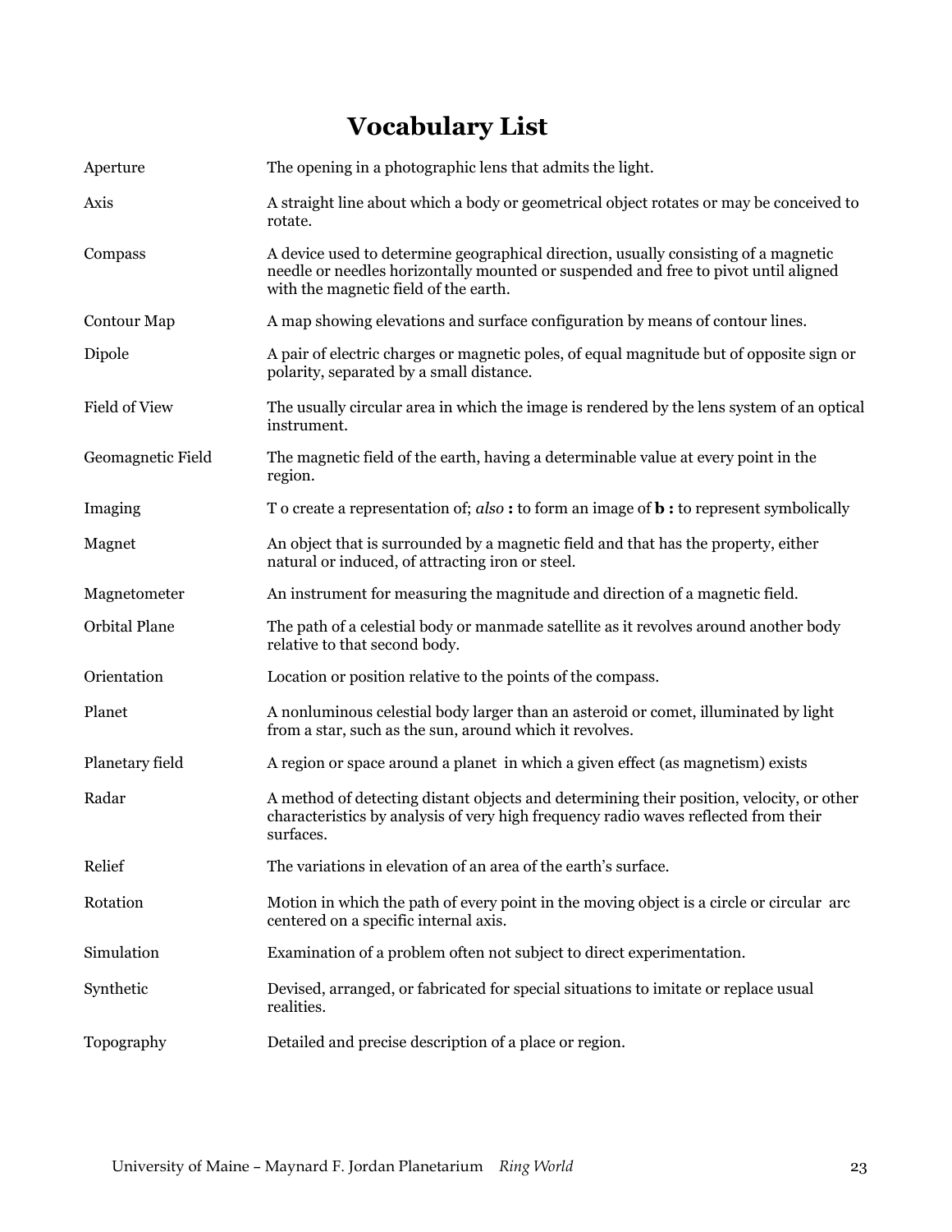# Vocabulary List

| | |
|---|---|
| Aperture | The opening in a photographic lens that admits the light. |
| Axis | A straight line about which a body or geometrical object rotates or may be conceived to rotate. |
| Compass | A device used to determine geographical direction, usually consisting of a magnetic needle or needles horizontally mounted or suspended and free to pivot until aligned with the magnetic field of the earth. |
| Contour Map | A map showing elevations and surface configuration by means of contour lines. |
| Dipole | A pair of electric charges or magnetic poles, of equal magnitude but of opposite sign or polarity, separated by a small distance. |
| Field of View | The usually circular area in which the image is rendered by the lens system of an optical instrument. |
| Geomagnetic Field | The magnetic field of the earth, having a determinable value at every point in the region. |
| Imaging | T o create a representation of; *also* **:** to form an image of **b :** to represent symbolically |
| Magnet | An object that is surrounded by a magnetic field and that has the property, either natural or induced, of attracting iron or steel. |
| Magnetometer | An instrument for measuring the magnitude and direction of a magnetic field. |
| Orbital Plane | The path of a celestial body or manmade satellite as it revolves around another body relative to that second body. |
| Orientation | Location or position relative to the points of the compass. |
| Planet | A nonluminous celestial body larger than an asteroid or comet, illuminated by light from a star, such as the sun, around which it revolves. |
| Planetary field | A region or space around a planet in which a given effect (as magnetism) exists |
| Radar | A method of detecting distant objects and determining their position, velocity, or other characteristics by analysis of very high frequency radio waves reflected from their surfaces. |
| Relief | The variations in elevation of an area of the earth's surface. |
| Rotation | Motion in which the path of every point in the moving object is a circle or circular arc centered on a specific internal axis. |
| Simulation | Examination of a problem often not subject to direct experimentation. |
| Synthetic | Devised, arranged, or fabricated for special situations to imitate or replace usual realities. |
| Topography | Detailed and precise description of a place or region. |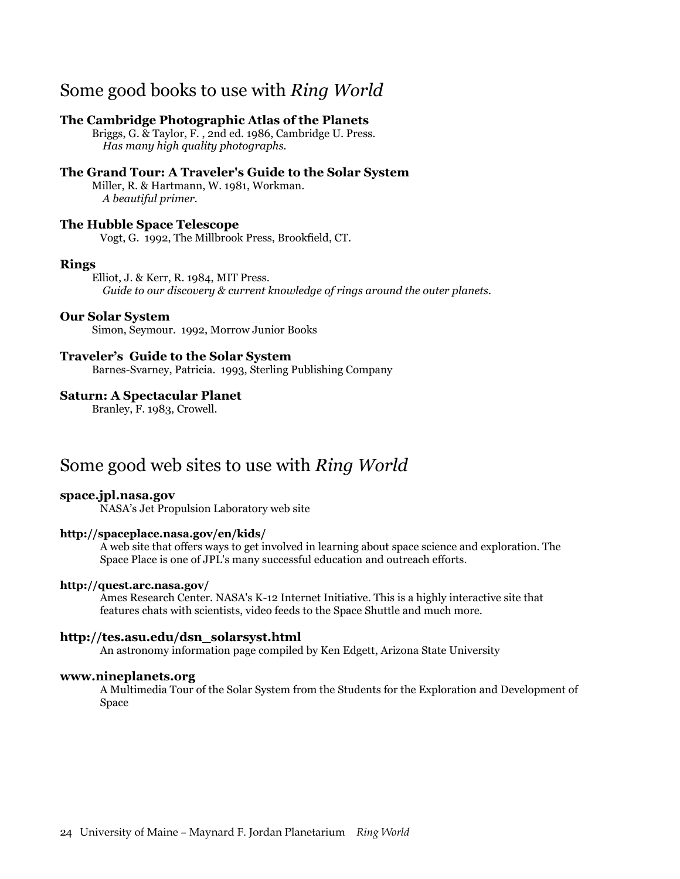## Some good books to use with *Ring World*

**The Cambridge Photographic Atlas of the Planets**
Briggs, G. & Taylor, F. , 2nd ed. 1986, Cambridge U. Press.
*Has many high quality photographs.*

**The Grand Tour: A Traveler's Guide to the Solar System**
Miller, R. & Hartmann, W. 1981, Workman.
*A beautiful primer.*

**The Hubble Space Telescope**
Vogt, G. 1992, The Millbrook Press, Brookfield, CT.

**Rings**
Elliot, J. & Kerr, R. 1984, MIT Press.
*Guide to our discovery & current knowledge of rings around the outer planets.*

**Our Solar System**
Simon, Seymour. 1992, Morrow Junior Books

**Traveler's Guide to the Solar System**
Barnes-Svarney, Patricia. 1993, Sterling Publishing Company

**Saturn: A Spectacular Planet**
Branley, F. 1983, Crowell.

## Some good web sites to use with *Ring World*

**space.jpl.nasa.gov**
NASA's Jet Propulsion Laboratory web site

**http://spaceplace.nasa.gov/en/kids/**
A web site that offers ways to get involved in learning about space science and exploration. The Space Place is one of JPL's many successful education and outreach efforts.

**http://quest.arc.nasa.gov/**
Ames Research Center. NASA's K-12 Internet Initiative. This is a highly interactive site that features chats with scientists, video feeds to the Space Shuttle and much more.

**http://tes.asu.edu/dsn_solarsyst.html**
An astronomy information page compiled by Ken Edgett, Arizona State University

**www.nineplanets.org**
A Multimedia Tour of the Solar System from the Students for the Exploration and Development of Space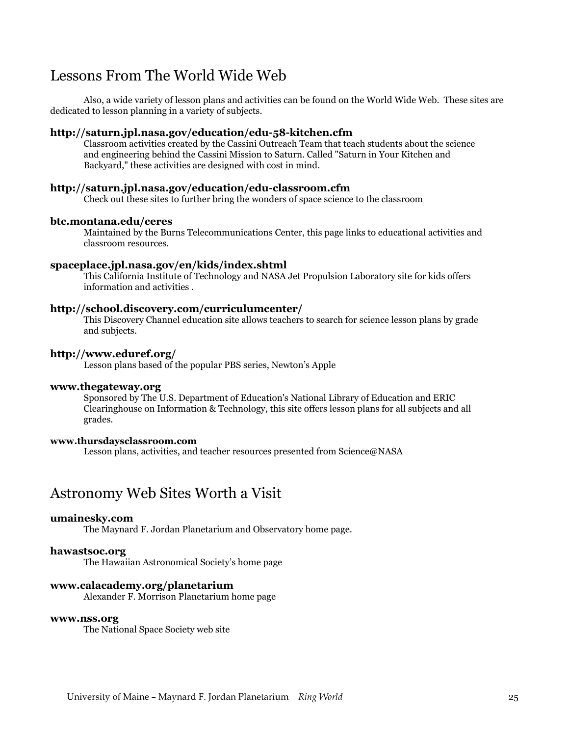## Lessons From The World Wide Web

Also, a wide variety of lesson plans and activities can be found on the World Wide Web. These sites are dedicated to lesson planning in a variety of subjects.

**http://saturn.jpl.nasa.gov/education/edu-58-kitchen.cfm**

Classroom activities created by the Cassini Outreach Team that teach students about the science and engineering behind the Cassini Mission to Saturn. Called "Saturn in Your Kitchen and Backyard," these activities are designed with cost in mind.

**http://saturn.jpl.nasa.gov/education/edu-classroom.cfm**

Check out these sites to further bring the wonders of space science to the classroom

**btc.montana.edu/ceres**

Maintained by the Burns Telecommunications Center, this page links to educational activities and classroom resources.

**spaceplace.jpl.nasa.gov/en/kids/index.shtml**

This California Institute of Technology and NASA Jet Propulsion Laboratory site for kids offers information and activities .

**http://school.discovery.com/curriculumcenter/**

This Discovery Channel education site allows teachers to search for science lesson plans by grade and subjects.

**http://www.eduref.org/**

Lesson plans based of the popular PBS series, Newton's Apple

**www.thegateway.org**

Sponsored by The U.S. Department of Education's National Library of Education and ERIC Clearinghouse on Information & Technology, this site offers lesson plans for all subjects and all grades.

**www.thursdaysclassroom.com**

Lesson plans, activities, and teacher resources presented from Science@NASA

## Astronomy Web Sites Worth a Visit

**umainesky.com**

The Maynard F. Jordan Planetarium and Observatory home page.

**hawastsoc.org**

The Hawaiian Astronomical Society's home page

**www.calacademy.org/planetarium**

Alexander F. Morrison Planetarium home page

**www.nss.org**

The National Space Society web site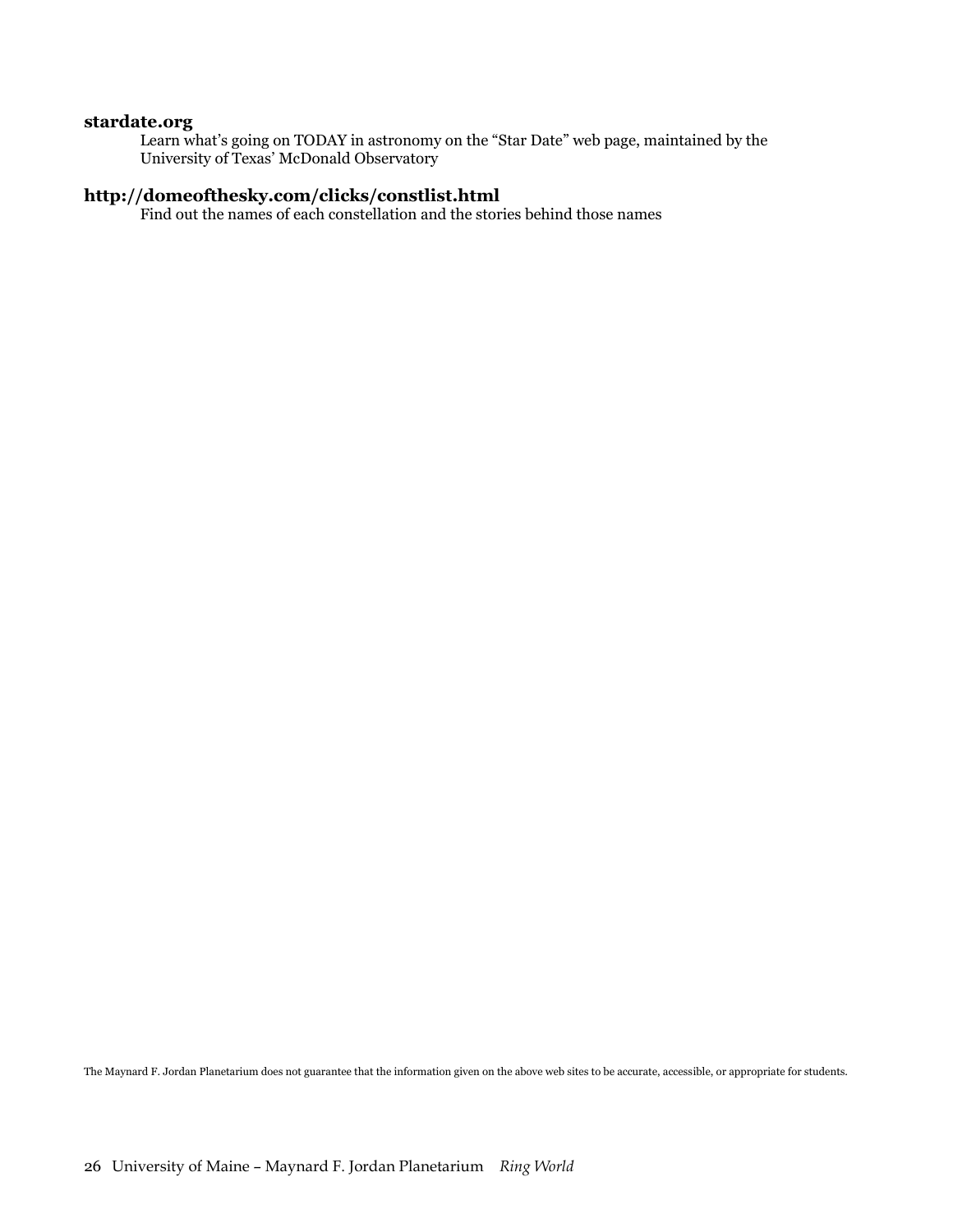**stardate.org**

Learn what's going on TODAY in astronomy on the "Star Date" web page, maintained by the University of Texas' McDonald Observatory

**http://domeofthesky.com/clicks/constlist.html**

Find out the names of each constellation and the stories behind those names

The Maynard F. Jordan Planetarium does not guarantee that the information given on the above web sites to be accurate, accessible, or appropriate for students.